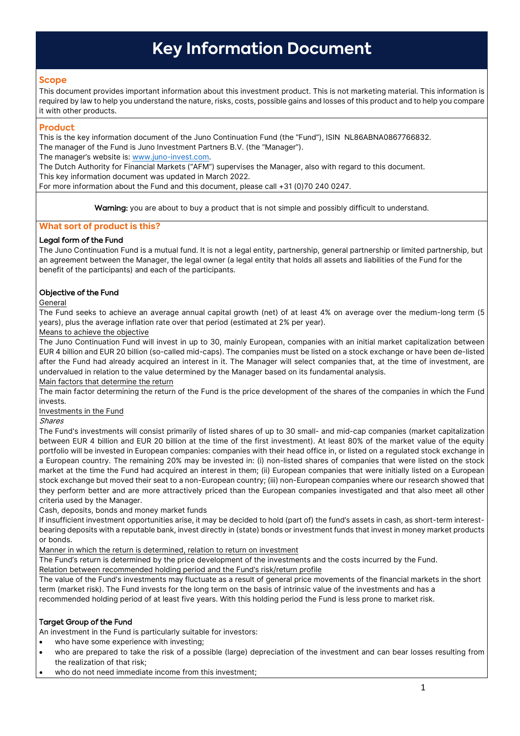# Key Information Document

## Scope

This document provides important information about this investment product. This is not marketing material. This information is required by law to help you understand the nature, risks, costs, possible gains and losses of this product and to help you compare it with other products.

## Product

This is the key information document of the Juno Continuation Fund (the "Fund"), ISIN NL86ABNA0867766832.
The manager of the Fund is Juno Investment Partners B.V. (the "Manager").
The manager's website is: [www.juno-invest.com](www.juno-invest.com).
The Dutch Authority for Financial Markets ("AFM") supervises the Manager, also with regard to this document.
This key information document was updated in March 2022.
For more information about the Fund and this document, please call +31 (0)70 240 0247.

**Warning:** you are about to buy a product that is not simple and possibly difficult to understand.

## What sort of product is this?

### Legal form of the Fund

The Juno Continuation Fund is a mutual fund. It is not a legal entity, partnership, general partnership or limited partnership, but an agreement between the Manager, the legal owner (a legal entity that holds all assets and liabilities of the Fund for the benefit of the participants) and each of the participants.

### Objective of the Fund

General

The Fund seeks to achieve an average annual capital growth (net) of at least 4% on average over the medium-long term (5 years), plus the average inflation rate over that period (estimated at 2% per year).

Means to achieve the objective

The Juno Continuation Fund will invest in up to 30, mainly European, companies with an initial market capitalization between EUR 4 billion and EUR 20 billion (so-called mid-caps). The companies must be listed on a stock exchange or have been de-listed after the Fund had already acquired an interest in it. The Manager will select companies that, at the time of investment, are undervalued in relation to the value determined by the Manager based on its fundamental analysis.

Main factors that determine the return

The main factor determining the return of the Fund is the price development of the shares of the companies in which the Fund invests.

Investments in the Fund

*Shares*

The Fund's investments will consist primarily of listed shares of up to 30 small- and mid-cap companies (market capitalization between EUR 4 billion and EUR 20 billion at the time of the first investment). At least 80% of the market value of the equity portfolio will be invested in European companies: companies with their head office in, or listed on a regulated stock exchange in a European country. The remaining 20% may be invested in: (i) non-listed shares of companies that were listed on the stock market at the time the Fund had acquired an interest in them; (ii) European companies that were initially listed on a European stock exchange but moved their seat to a non-European country; (iii) non-European companies where our research showed that they perform better and are more attractively priced than the European companies investigated and that also meet all other criteria used by the Manager.

Cash, deposits, bonds and money market funds

If insufficient investment opportunities arise, it may be decided to hold (part of) the fund's assets in cash, as short-term interest-bearing deposits with a reputable bank, invest directly in (state) bonds or investment funds that invest in money market products or bonds.

Manner in which the return is determined, relation to return on investment

The Fund's return is determined by the price development of the investments and the costs incurred by the Fund.

Relation between recommended holding period and the Fund's risk/return profile

The value of the Fund's investments may fluctuate as a result of general price movements of the financial markets in the short term (market risk). The Fund invests for the long term on the basis of intrinsic value of the investments and has a recommended holding period of at least five years. With this holding period the Fund is less prone to market risk.

### Target Group of the Fund

An investment in the Fund is particularly suitable for investors:

- who have some experience with investing;
- who are prepared to take the risk of a possible (large) depreciation of the investment and can bear losses resulting from the realization of that risk;
- who do not need immediate income from this investment;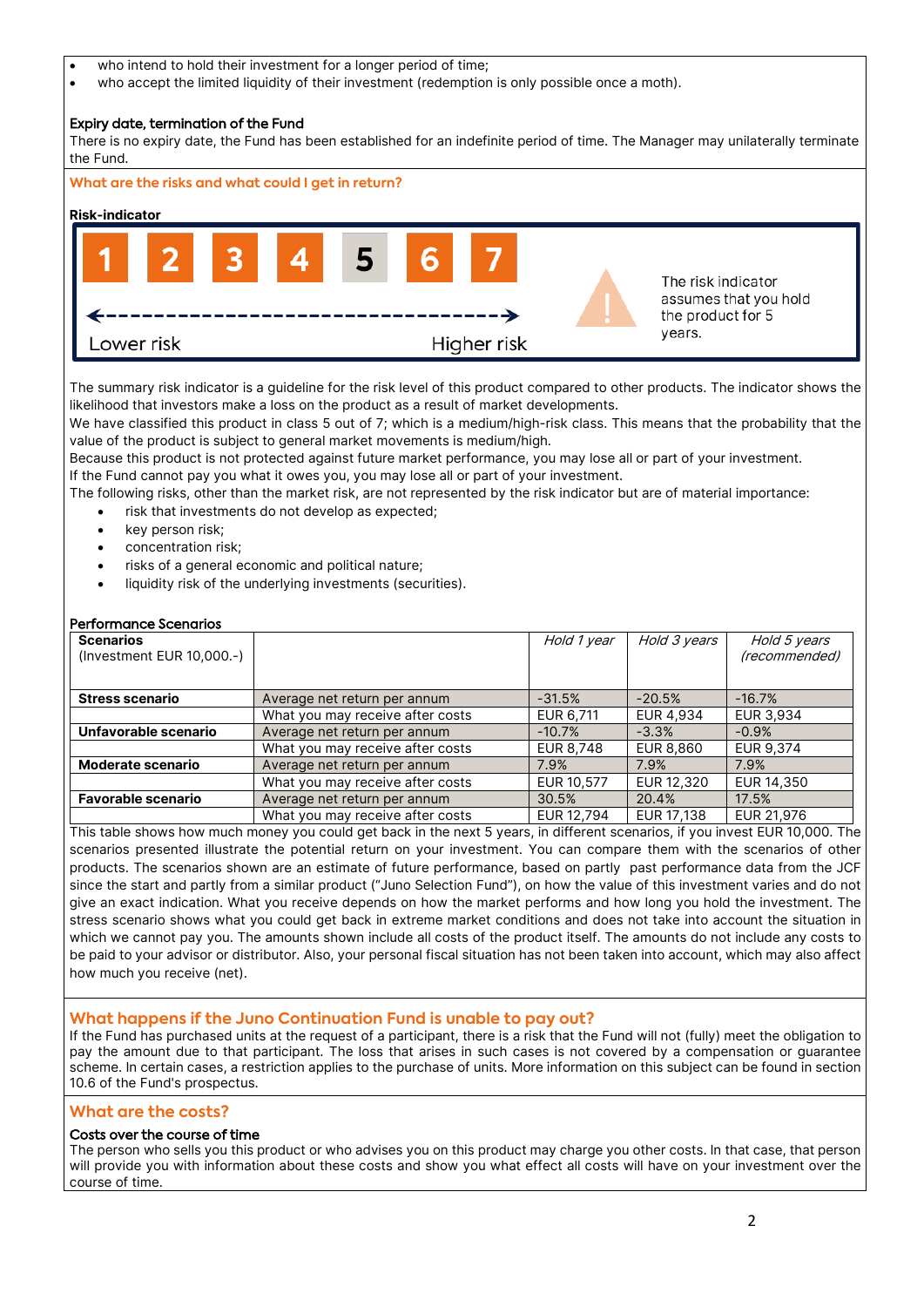- who intend to hold their investment for a longer period of time;
- who accept the limited liquidity of their investment (redemption is only possible once a moth).

**Expiry date, termination of the Fund**

There is no expiry date, the Fund has been established for an indefinite period of time. The Manager may unilaterally terminate the Fund.

## What are the risks and what could I get in return?

**Risk-indicator**

1 2 3 4 **5** 6 7

Lower risk ← → Higher risk

The risk indicator assumes that you hold the product for 5 years.

The summary risk indicator is a guideline for the risk level of this product compared to other products. The indicator shows the likelihood that investors make a loss on the product as a result of market developments.
We have classified this product in class 5 out of 7; which is a medium/high-risk class. This means that the probability that the value of the product is subject to general market movements is medium/high.
Because this product is not protected against future market performance, you may lose all or part of your investment.
If the Fund cannot pay you what it owes you, you may lose all or part of your investment.
The following risks, other than the market risk, are not represented by the risk indicator but are of material importance:

- risk that investments do not develop as expected;
- key person risk;
- concentration risk;
- risks of a general economic and political nature;
- liquidity risk of the underlying investments (securities).

**Performance Scenarios**

| **Scenarios** (Investment EUR 10,000.-) | | *Hold 1 year* | *Hold 3 years* | *Hold 5 years (recommended)* |
|---|---|---|---|---|
| **Stress scenario** | Average net return per annum | -31.5% | -20.5% | -16.7% |
| | What you may receive after costs | EUR 6,711 | EUR 4,934 | EUR 3,934 |
| **Unfavorable scenario** | Average net return per annum | -10.7% | -3.3% | -0.9% |
| | What you may receive after costs | EUR 8,748 | EUR 8,860 | EUR 9,374 |
| **Moderate scenario** | Average net return per annum | 7.9% | 7.9% | 7.9% |
| | What you may receive after costs | EUR 10,577 | EUR 12,320 | EUR 14,350 |
| **Favorable scenario** | Average net return per annum | 30.5% | 20.4% | 17.5% |
| | What you may receive after costs | EUR 12,794 | EUR 17,138 | EUR 21,976 |

This table shows how much money you could get back in the next 5 years, in different scenarios, if you invest EUR 10,000. The scenarios presented illustrate the potential return on your investment. You can compare them with the scenarios of other products. The scenarios shown are an estimate of future performance, based on partly past performance data from the JCF since the start and partly from a similar product ("Juno Selection Fund"), on how the value of this investment varies and do not give an exact indication. What you receive depends on how the market performs and how long you hold the investment. The stress scenario shows what you could get back in extreme market conditions and does not take into account the situation in which we cannot pay you. The amounts shown include all costs of the product itself. The amounts do not include any costs to be paid to your advisor or distributor. Also, your personal fiscal situation has not been taken into account, which may also affect how much you receive (net).

## What happens if the Juno Continuation Fund is unable to pay out?

If the Fund has purchased units at the request of a participant, there is a risk that the Fund will not (fully) meet the obligation to pay the amount due to that participant. The loss that arises in such cases is not covered by a compensation or guarantee scheme. In certain cases, a restriction applies to the purchase of units. More information on this subject can be found in section 10.6 of the Fund's prospectus.

## What are the costs?

**Costs over the course of time**

The person who sells you this product or who advises you on this product may charge you other costs. In that case, that person will provide you with information about these costs and show you what effect all costs will have on your investment over the course of time.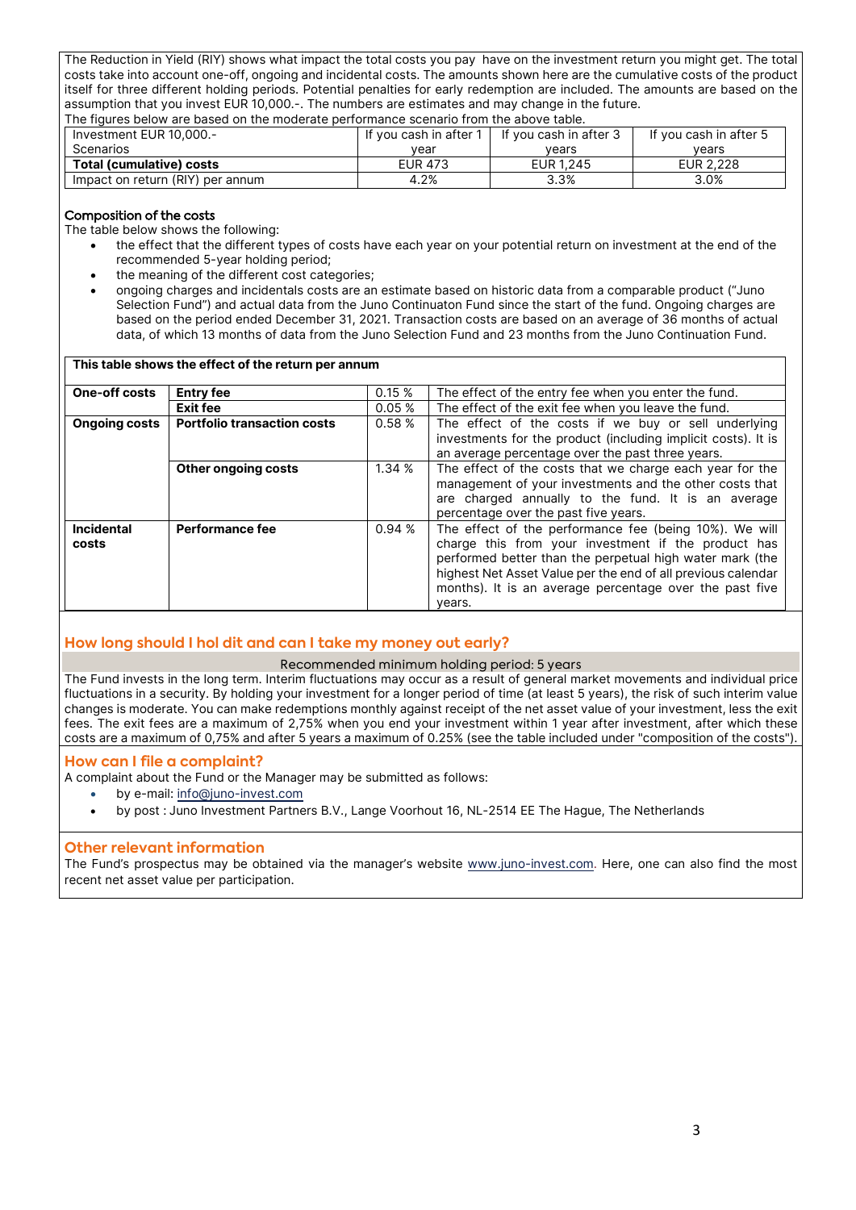The Reduction in Yield (RIY) shows what impact the total costs you pay have on the investment return you might get. The total costs take into account one-off, ongoing and incidental costs. The amounts shown here are the cumulative costs of the product itself for three different holding periods. Potential penalties for early redemption are included. The amounts are based on the assumption that you invest EUR 10,000.-. The numbers are estimates and may change in the future.

The figures below are based on the moderate performance scenario from the above table.

| Investment EUR 10,000.- Scenarios | If you cash in after 1 year | If you cash in after 3 years | If you cash in after 5 years |
|---|---|---|---|
| **Total (cumulative) costs** | EUR 473 | EUR 1,245 | EUR 2,228 |
| Impact on return (RIY) per annum | 4.2% | 3.3% | 3.0% |

**Composition of the costs**

The table below shows the following:

- the effect that the different types of costs have each year on your potential return on investment at the end of the recommended 5-year holding period;
- the meaning of the different cost categories;
- ongoing charges and incidentals costs are an estimate based on historic data from a comparable product ("Juno Selection Fund") and actual data from the Juno Continuaton Fund since the start of the fund. Ongoing charges are based on the period ended December 31, 2021. Transaction costs are based on an average of 36 months of actual data, of which 13 months of data from the Juno Selection Fund and 23 months from the Juno Continuation Fund.

| **This table shows the effect of the return per annum** | | | |
|---|---|---|---|
| **One-off costs** | **Entry fee** | 0.15 % | The effect of the entry fee when you enter the fund. |
| | **Exit fee** | 0.05 % | The effect of the exit fee when you leave the fund. |
| **Ongoing costs** | **Portfolio transaction costs** | 0.58 % | The effect of the costs if we buy or sell underlying investments for the product (including implicit costs). It is an average percentage over the past three years. |
| | **Other ongoing costs** | 1.34 % | The effect of the costs that we charge each year for the management of your investments and the other costs that are charged annually to the fund. It is an average percentage over the past five years. |
| **Incidental costs** | **Performance fee** | 0.94 % | The effect of the performance fee (being 10%). We will charge this from your investment if the product has performed better than the perpetual high water mark (the highest Net Asset Value per the end of all previous calendar months). It is an average percentage over the past five years. |

## How long should I hol dit and can I take my money out early?

Recommended minimum holding period: 5 years

The Fund invests in the long term. Interim fluctuations may occur as a result of general market movements and individual price fluctuations in a security. By holding your investment for a longer period of time (at least 5 years), the risk of such interim value changes is moderate. You can make redemptions monthly against receipt of the net asset value of your investment, less the exit fees. The exit fees are a maximum of 2,75% when you end your investment within 1 year after investment, after which these costs are a maximum of 0,75% and after 5 years a maximum of 0.25% (see the table included under "composition of the costs").

## How can I file a complaint?

A complaint about the Fund or the Manager may be submitted as follows:

- by e-mail: info@juno-invest.com
- by post : Juno Investment Partners B.V., Lange Voorhout 16, NL-2514 EE The Hague, The Netherlands

## Other relevant information

The Fund's prospectus may be obtained via the manager's website www.juno-invest.com. Here, one can also find the most recent net asset value per participation.